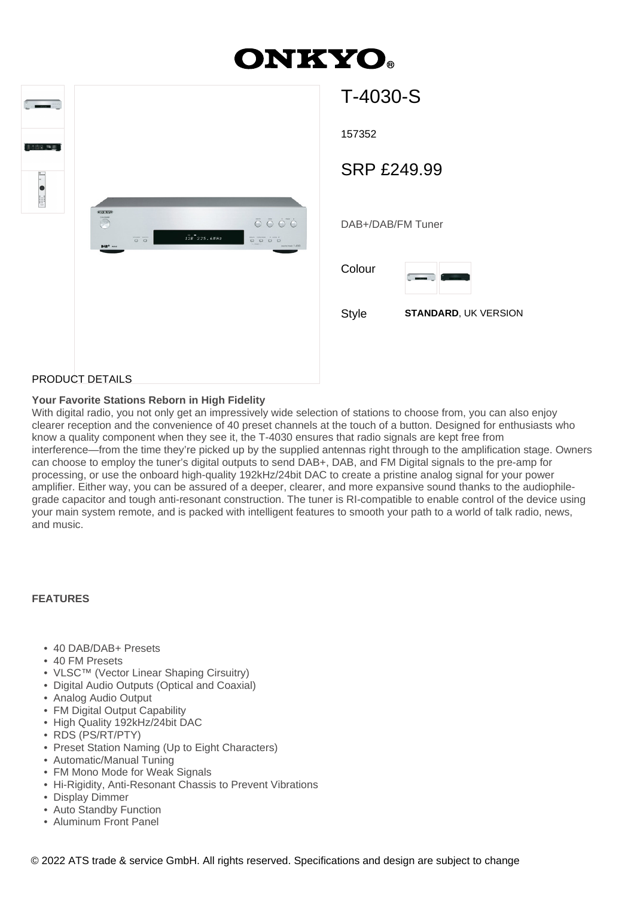# ONKYO

## T-4030-S

157352

SRP £249.99

DAB+/DAB/FM Tuner

Colour

Style **STANDARD**, UK VERSION

PRODUCT DETAILS

**Your Favorite Stations Reborn in High Fidelity**

With digital radio, you not only get an impressively wide selection of stations to choose from, you can also enjoy clearer reception and the convenience of 40 preset channels at the touch of a button. Designed for enthusiasts who know a quality component when they see it, the T-4030 ensures that radio signals are kept free from interference—from the time they're picked up by the supplied antennas right through to the amplification stage. Owners can choose to employ the tuner's digital outputs to send DAB+, DAB, and FM Digital signals to the pre-amp for processing, or use the onboard high-quality 192kHz/24bit DAC to create a pristine analog signal for your power amplifier. Either way, you can be assured of a deeper, clearer, and more expansive sound thanks to the audiophile-grade capacitor and tough anti-resonant construction. The tuner is RI-compatible to enable control of the device using your main system remote, and is packed with intelligent features to smooth your path to a world of talk radio, news, and music.

**FEATURES**

- 40 DAB/DAB+ Presets
- 40 FM Presets
- VLSC™ (Vector Linear Shaping Cirsuitry)
- Digital Audio Outputs (Optical and Coaxial)
- Analog Audio Output
- FM Digital Output Capability
- High Quality 192kHz/24bit DAC
- RDS (PS/RT/PTY)
- Preset Station Naming (Up to Eight Characters)
- Automatic/Manual Tuning
- FM Mono Mode for Weak Signals
- Hi-Rigidity, Anti-Resonant Chassis to Prevent Vibrations
- Display Dimmer
- Auto Standby Function
- Aluminum Front Panel

© 2022 ATS trade & service GmbH. All rights reserved. Specifications and design are subject to change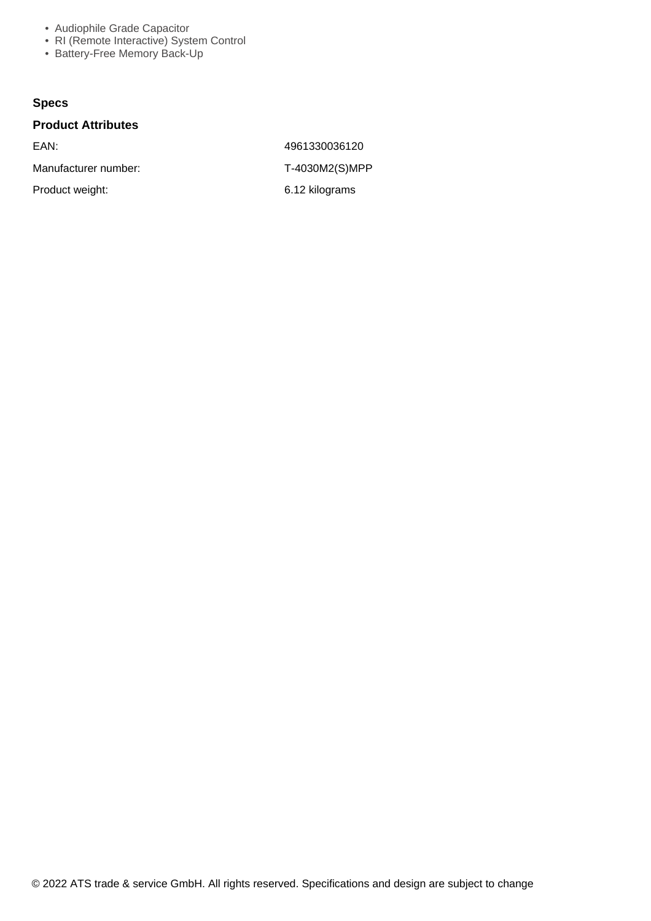- Audiophile Grade Capacitor
- RI (Remote Interactive) System Control
- Battery-Free Memory Back-Up

## Specs

### Product Attributes

| | |
|---|---|
| EAN: | 4961330036120 |
| Manufacturer number: | T-4030M2(S)MPP |
| Product weight: | 6.12 kilograms |

© 2022 ATS trade & service GmbH. All rights reserved. Specifications and design are subject to change